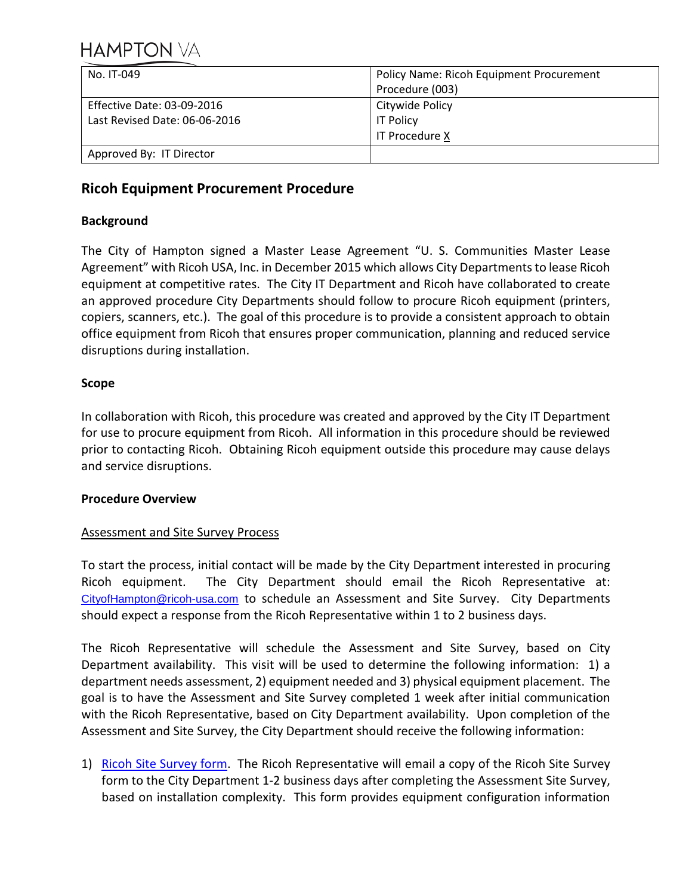HAMPTON VA

| No. IT-049 | Policy Name: Ricoh Equipment Procurement Procedure (003) |
| --- | --- |
| Effective Date: 03-09-2016<br>Last Revised Date: 06-06-2016 | Citywide Policy<br>IT Policy<br>IT Procedure X |
| Approved By: IT Director | |

# Ricoh Equipment Procurement Procedure

## Background

The City of Hampton signed a Master Lease Agreement "U. S. Communities Master Lease Agreement" with Ricoh USA, Inc. in December 2015 which allows City Departments to lease Ricoh equipment at competitive rates. The City IT Department and Ricoh have collaborated to create an approved procedure City Departments should follow to procure Ricoh equipment (printers, copiers, scanners, etc.). The goal of this procedure is to provide a consistent approach to obtain office equipment from Ricoh that ensures proper communication, planning and reduced service disruptions during installation.

## Scope

In collaboration with Ricoh, this procedure was created and approved by the City IT Department for use to procure equipment from Ricoh. All information in this procedure should be reviewed prior to contacting Ricoh. Obtaining Ricoh equipment outside this procedure may cause delays and service disruptions.

## Procedure Overview

### Assessment and Site Survey Process

To start the process, initial contact will be made by the City Department interested in procuring Ricoh equipment. The City Department should email the Ricoh Representative at: CityofHampton@ricoh-usa.com to schedule an Assessment and Site Survey. City Departments should expect a response from the Ricoh Representative within 1 to 2 business days.

The Ricoh Representative will schedule the Assessment and Site Survey, based on City Department availability. This visit will be used to determine the following information: 1) a department needs assessment, 2) equipment needed and 3) physical equipment placement. The goal is to have the Assessment and Site Survey completed 1 week after initial communication with the Ricoh Representative, based on City Department availability. Upon completion of the Assessment and Site Survey, the City Department should receive the following information:

1) Ricoh Site Survey form. The Ricoh Representative will email a copy of the Ricoh Site Survey form to the City Department 1-2 business days after completing the Assessment Site Survey, based on installation complexity. This form provides equipment configuration information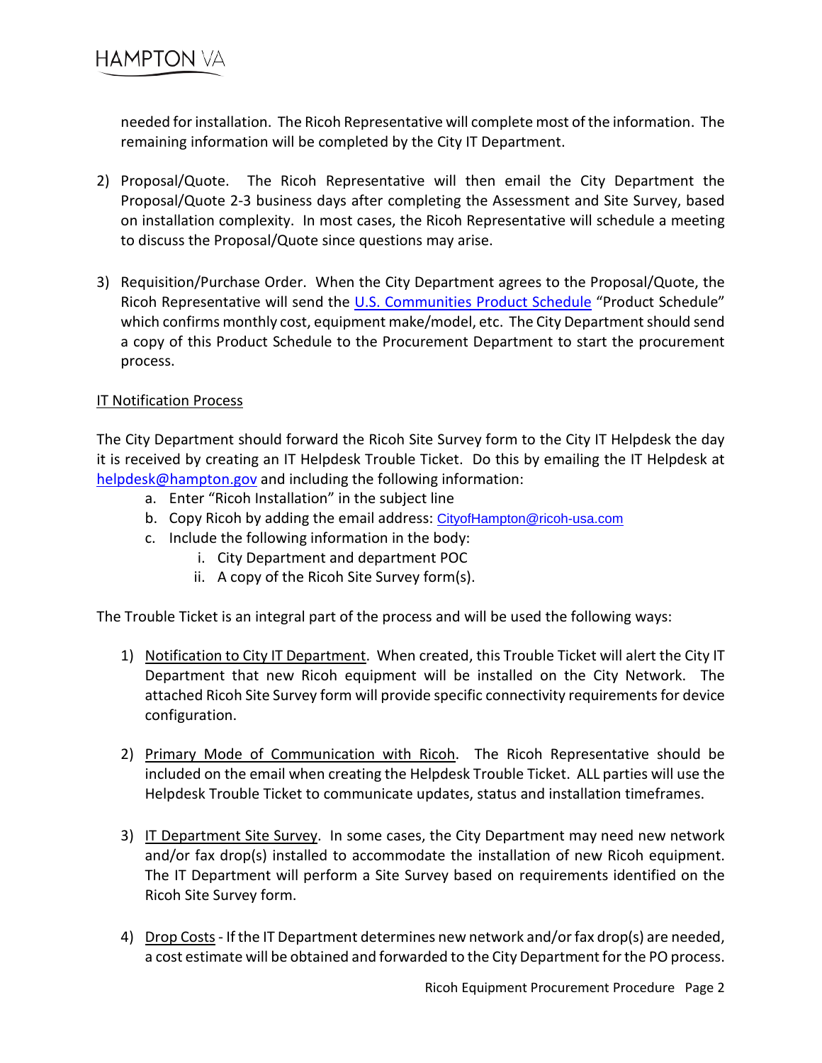needed for installation. The Ricoh Representative will complete most of the information. The remaining information will be completed by the City IT Department.

2) Proposal/Quote. The Ricoh Representative will then email the City Department the Proposal/Quote 2-3 business days after completing the Assessment and Site Survey, based on installation complexity. In most cases, the Ricoh Representative will schedule a meeting to discuss the Proposal/Quote since questions may arise.

3) Requisition/Purchase Order. When the City Department agrees to the Proposal/Quote, the Ricoh Representative will send the U.S. Communities Product Schedule "Product Schedule" which confirms monthly cost, equipment make/model, etc. The City Department should send a copy of this Product Schedule to the Procurement Department to start the procurement process.

<u>IT Notification Process</u>

The City Department should forward the Ricoh Site Survey form to the City IT Helpdesk the day it is received by creating an IT Helpdesk Trouble Ticket. Do this by emailing the IT Helpdesk at helpdesk@hampton.gov and including the following information:

   a. Enter "Ricoh Installation" in the subject line
   b. Copy Ricoh by adding the email address: CityofHampton@ricoh-usa.com
   c. Include the following information in the body:
      i. City Department and department POC
      ii. A copy of the Ricoh Site Survey form(s).

The Trouble Ticket is an integral part of the process and will be used the following ways:

1) <u>Notification to City IT Department</u>. When created, this Trouble Ticket will alert the City IT Department that new Ricoh equipment will be installed on the City Network. The attached Ricoh Site Survey form will provide specific connectivity requirements for device configuration.

2) <u>Primary Mode of Communication with Ricoh</u>. The Ricoh Representative should be included on the email when creating the Helpdesk Trouble Ticket. ALL parties will use the Helpdesk Trouble Ticket to communicate updates, status and installation timeframes.

3) <u>IT Department Site Survey</u>. In some cases, the City Department may need new network and/or fax drop(s) installed to accommodate the installation of new Ricoh equipment. The IT Department will perform a Site Survey based on requirements identified on the Ricoh Site Survey form.

4) <u>Drop Costs</u> - If the IT Department determines new network and/or fax drop(s) are needed, a cost estimate will be obtained and forwarded to the City Department for the PO process.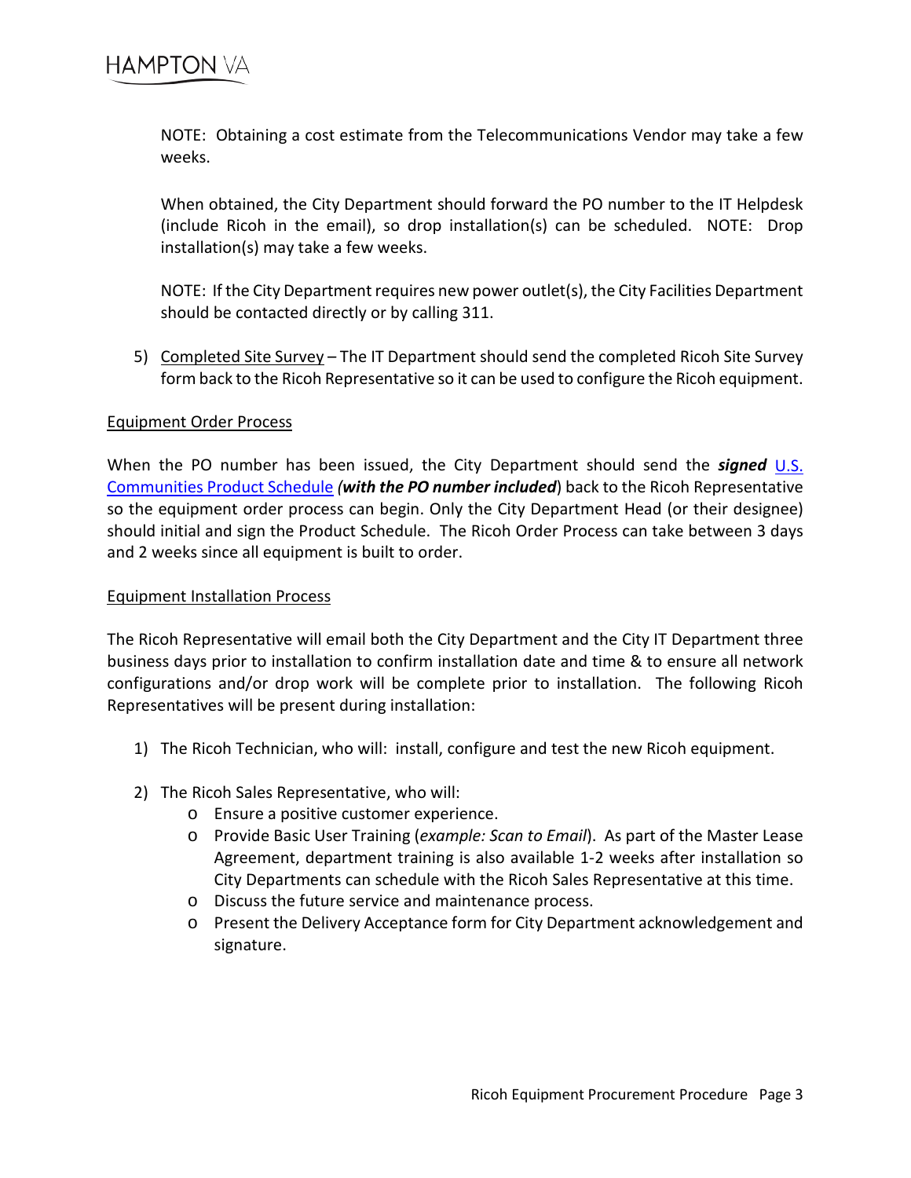NOTE: Obtaining a cost estimate from the Telecommunications Vendor may take a few weeks.

When obtained, the City Department should forward the PO number to the IT Helpdesk (include Ricoh in the email), so drop installation(s) can be scheduled. NOTE: Drop installation(s) may take a few weeks.

NOTE: If the City Department requires new power outlet(s), the City Facilities Department should be contacted directly or by calling 311.

5) Completed Site Survey – The IT Department should send the completed Ricoh Site Survey form back to the Ricoh Representative so it can be used to configure the Ricoh equipment.

## Equipment Order Process

When the PO number has been issued, the City Department should send the ***signed*** U.S. Communities Product Schedule ***(with the PO number included***) back to the Ricoh Representative so the equipment order process can begin. Only the City Department Head (or their designee) should initial and sign the Product Schedule. The Ricoh Order Process can take between 3 days and 2 weeks since all equipment is built to order.

## Equipment Installation Process

The Ricoh Representative will email both the City Department and the City IT Department three business days prior to installation to confirm installation date and time & to ensure all network configurations and/or drop work will be complete prior to installation. The following Ricoh Representatives will be present during installation:

1) The Ricoh Technician, who will: install, configure and test the new Ricoh equipment.

2) The Ricoh Sales Representative, who will:
   - Ensure a positive customer experience.
   - Provide Basic User Training (*example: Scan to Email*). As part of the Master Lease Agreement, department training is also available 1-2 weeks after installation so City Departments can schedule with the Ricoh Sales Representative at this time.
   - Discuss the future service and maintenance process.
   - Present the Delivery Acceptance form for City Department acknowledgement and signature.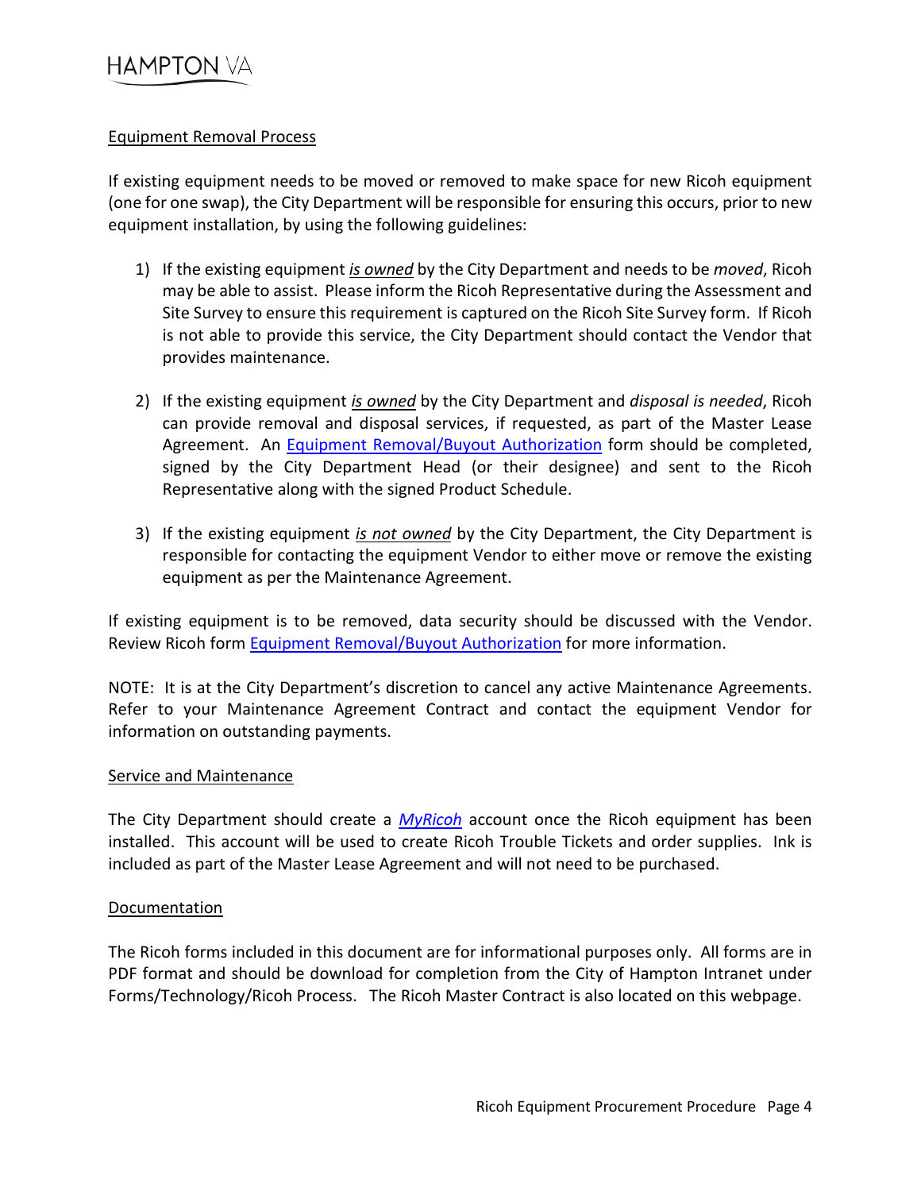## Equipment Removal Process

If existing equipment needs to be moved or removed to make space for new Ricoh equipment (one for one swap), the City Department will be responsible for ensuring this occurs, prior to new equipment installation, by using the following guidelines:

1) If the existing equipment ***is owned*** by the City Department and needs to be *moved*, Ricoh may be able to assist. Please inform the Ricoh Representative during the Assessment and Site Survey to ensure this requirement is captured on the Ricoh Site Survey form. If Ricoh is not able to provide this service, the City Department should contact the Vendor that provides maintenance.

2) If the existing equipment ***is owned*** by the City Department and *disposal is needed*, Ricoh can provide removal and disposal services, if requested, as part of the Master Lease Agreement. An Equipment Removal/Buyout Authorization form should be completed, signed by the City Department Head (or their designee) and sent to the Ricoh Representative along with the signed Product Schedule.

3) If the existing equipment ***is not owned*** by the City Department, the City Department is responsible for contacting the equipment Vendor to either move or remove the existing equipment as per the Maintenance Agreement.

If existing equipment is to be removed, data security should be discussed with the Vendor. Review Ricoh form Equipment Removal/Buyout Authorization for more information.

NOTE: It is at the City Department's discretion to cancel any active Maintenance Agreements. Refer to your Maintenance Agreement Contract and contact the equipment Vendor for information on outstanding payments.

## Service and Maintenance

The City Department should create a *MyRicoh* account once the Ricoh equipment has been installed. This account will be used to create Ricoh Trouble Tickets and order supplies. Ink is included as part of the Master Lease Agreement and will not need to be purchased.

## Documentation

The Ricoh forms included in this document are for informational purposes only. All forms are in PDF format and should be download for completion from the City of Hampton Intranet under Forms/Technology/Ricoh Process. The Ricoh Master Contract is also located on this webpage.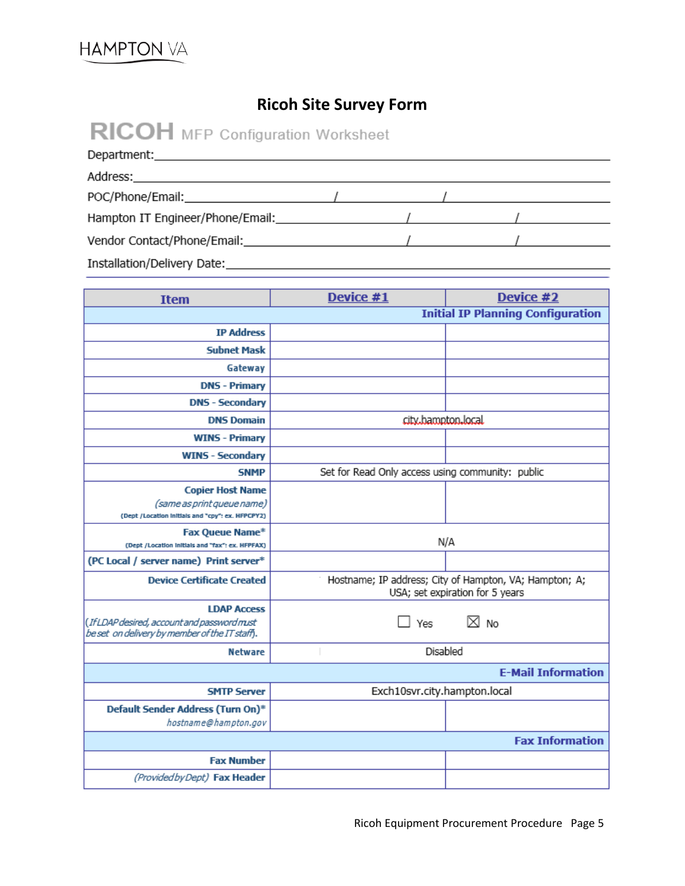HAMPTON VA

# Ricoh Site Survey Form

## RICOH MFP Configuration Worksheet

Department:\_\_\_\_\_\_\_\_\_\_\_\_\_\_\_\_\_\_\_\_\_\_\_\_\_\_\_\_\_\_\_\_\_\_\_\_\_\_\_\_

Address:\_\_\_\_\_\_\_\_\_\_\_\_\_\_\_\_\_\_\_\_\_\_\_\_\_\_\_\_\_\_\_\_\_\_\_\_\_\_\_\_

POC/Phone/Email:\_\_\_\_\_\_\_\_\_\_\_\_\_\_ / \_\_\_\_\_\_\_\_\_\_\_\_\_\_ / \_\_\_\_\_\_\_\_\_\_\_\_\_\_

Hampton IT Engineer/Phone/Email:\_\_\_\_\_\_\_\_\_\_\_\_\_\_ / \_\_\_\_\_\_\_\_\_\_\_\_\_\_ / \_\_\_\_\_\_\_\_\_\_\_\_\_\_

Vendor Contact/Phone/Email:\_\_\_\_\_\_\_\_\_\_\_\_\_\_ / \_\_\_\_\_\_\_\_\_\_\_\_\_\_ / \_\_\_\_\_\_\_\_\_\_\_\_\_\_

Installation/Delivery Date:\_\_\_\_\_\_\_\_\_\_\_\_\_\_\_\_\_\_\_\_\_\_\_\_\_\_\_\_\_\_\_\_\_\_\_\_\_\_\_\_

| Item | Device #1 | Device #2 |
|---|---|---|
| **Initial IP Planning Configuration** | | |
| IP Address | | |
| Subnet Mask | | |
| Gateway | | |
| DNS - Primary | | |
| DNS - Secondary | | |
| DNS Domain | city.hampton.local | |
| WINS - Primary | | |
| WINS - Secondary | | |
| SNMP | Set for Read Only access using community: public | |
| Copier Host Name *(same as print queue name)* (Dept /Location Initials and "cpy": ex. HFPCPY2) | | |
| Fax Queue Name* (Dept /Location Initials and "fax": ex. HFPFAX) | N/A | |
| (PC Local / server name) Print server* | | |
| Device Certificate Created | Hostname; IP address; City of Hampton, VA; Hampton; A; USA; set expiration for 5 years | |
| LDAP Access *(If LDAP desired, account and password must be set on delivery by member of the IT staff).* | ☐ Yes ☒ No | |
| Netware | Disabled | |
| **E-Mail Information** | | |
| SMTP Server | Exch10svr.city.hampton.local | |
| Default Sender Address (Turn On)* *hostname@hampton.gov* | | |
| **Fax Information** | | |
| Fax Number | | |
| *(Provided by Dept)* Fax Header | | |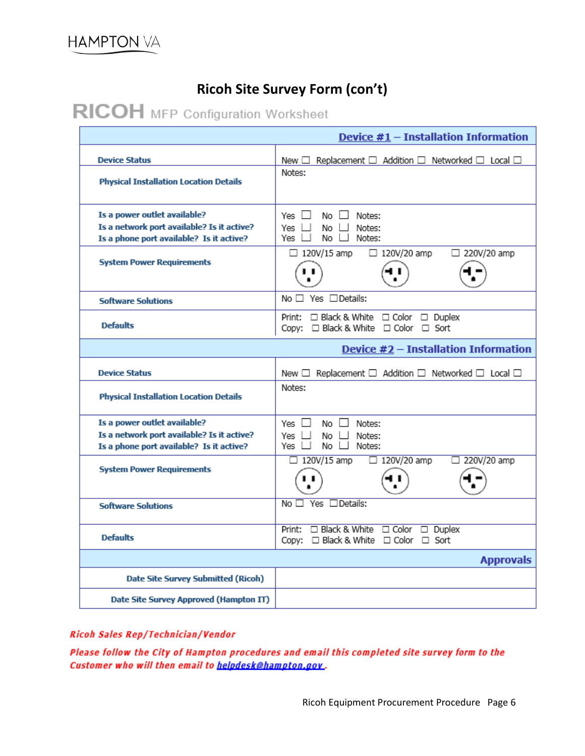# Ricoh Site Survey Form (con't)

**RICOH** MFP Configuration Worksheet

| **Device #1 – Installation Information** | |
|---|---|
| **Device Status** | New ☐ Replacement ☐ Addition ☐ Networked ☐ Local ☐ |
| **Physical Installation Location Details** | Notes: |
| **Is a power outlet available?**<br>**Is a network port available? Is it active?**<br>**Is a phone port available? Is it active?** | Yes ☐ No ☐ Notes:<br>Yes ☐ No ☐ Notes:<br>Yes ☐ No ☐ Notes: |
| **System Power Requirements** | ☐ 120V/15 amp ☐ 120V/20 amp ☐ 220V/20 amp |
| **Software Solutions** | No ☐ Yes ☐Details: |
| **Defaults** | Print: ☐ Black & White ☐ Color ☐ Duplex<br>Copy: ☐ Black & White ☐ Color ☐ Sort |
| **Device #2 – Installation Information** | |
| **Device Status** | New ☐ Replacement ☐ Addition ☐ Networked ☐ Local ☐ |
| **Physical Installation Location Details** | Notes: |
| **Is a power outlet available?**<br>**Is a network port available? Is it active?**<br>**Is a phone port available? Is it active?** | Yes ☐ No ☐ Notes:<br>Yes ☐ No ☐ Notes:<br>Yes ☐ No ☐ Notes: |
| **System Power Requirements** | ☐ 120V/15 amp ☐ 120V/20 amp ☐ 220V/20 amp |
| **Software Solutions** | No ☐ Yes ☐Details: |
| **Defaults** | Print: ☐ Black & White ☐ Color ☐ Duplex<br>Copy: ☐ Black & White ☐ Color ☐ Sort |
| **Approvals** | |
| **Date Site Survey Submitted (Ricoh)** | |
| **Date Site Survey Approved (Hampton IT)** | |

***Ricoh Sales Rep/Technician/Vendor***

***Please follow the City of Hampton procedures and email this completed site survey form to the Customer who will then email to helpdesk@hampton.gov .***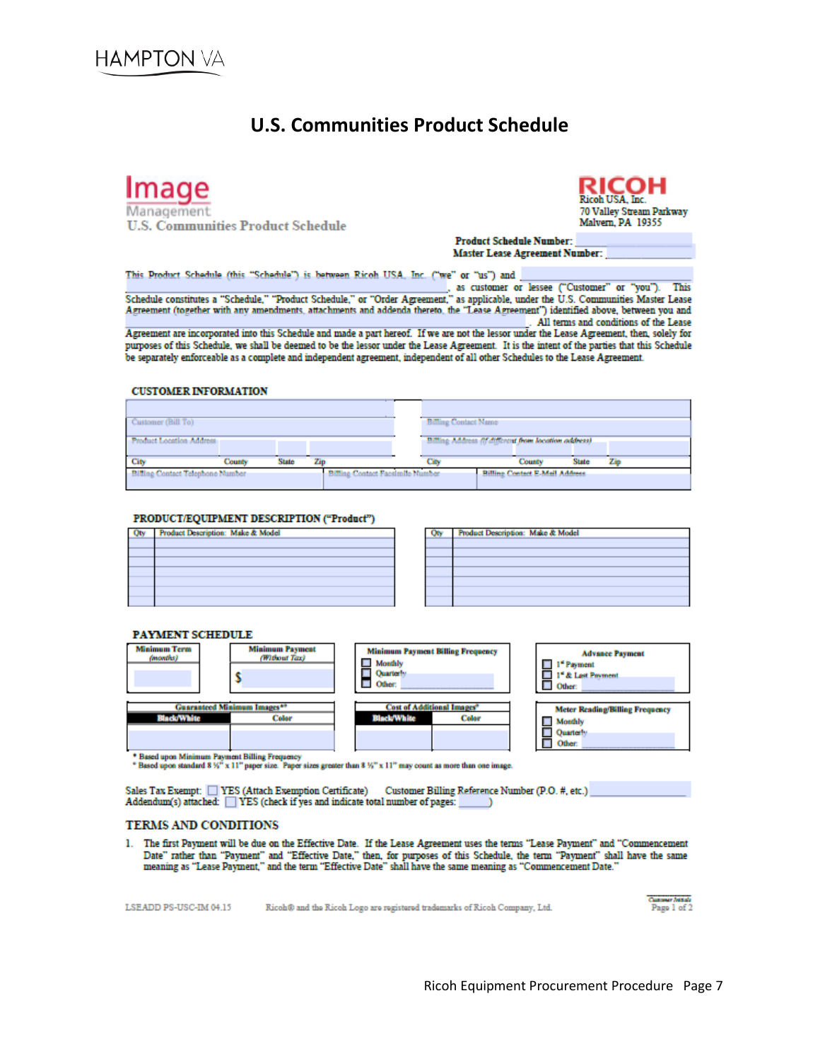# U.S. Communities Product Schedule

**Image** Management
U.S. Communities Product Schedule

**RICOH**
Ricoh USA, Inc.
70 Valley Stream Parkway
Malvern, PA 19355

**Product Schedule Number:** ____________
**Master Lease Agreement Number:** ____________

This Product Schedule (this "Schedule") is between Ricoh USA, Inc. ("we" or "us") and ____________, as customer or lessee ("Customer" or "you"). This Schedule constitutes a "Schedule," "Product Schedule," or "Order Agreement," as applicable, under the U.S. Communities Master Lease Agreement (together with any amendments, attachments and addenda thereto, the "Lease Agreement") identified above, between you and ____________. All terms and conditions of the Lease Agreement are incorporated into this Schedule and made a part hereof. If we are not the lessor under the Lease Agreement, then, solely for purposes of this Schedule, we shall be deemed to be the lessor under the Lease Agreement. It is the intent of the parties that this Schedule be separately enforceable as a complete and independent agreement, independent of all other Schedules to the Lease Agreement.

## CUSTOMER INFORMATION

| | | | | | | | |
|---|---|---|---|---|---|---|---|
| Customer (Bill To) | | | | Billing Contact Name | | | |
| Product Location Address | | | | Billing Address (if different from location address) | | | |
| City | County | State | Zip | City | County | State | Zip |
| Billing Contact Telephone Number | | Billing Contact Facsimile Number | | Billing Contact E-Mail Address | | | |

## PRODUCT/EQUIPMENT DESCRIPTION ("Product")

| Qty | Product Description: Make & Model | Qty | Product Description: Make & Model |
|---|---|---|---|
| | | | |
| | | | |
| | | | |
| | | | |
| | | | |
| | | | |

## PAYMENT SCHEDULE

| Minimum Term *(months)* | Minimum Payment *(Without Tax)* | Minimum Payment Billing Frequency | Advance Payment |
|---|---|---|---|
| | $ | ☐ Monthly ☐ Quarterly ☐ Other: | ☐ 1st Payment ☐ 1st & Last Payment ☐ Other: |

| Guaranteed Minimum Images** | | Cost of Additional Images* | | Meter Reading/Billing Frequency |
|---|---|---|---|---|
| Black/White | Color | Black/White | Color | ☐ Monthly ☐ Quarterly ☐ Other: |
| | | | | |

\* Based upon Minimum Payment Billing Frequency
\* Based upon standard 8 ½" x 11" paper size. Paper sizes greater than 8 ½" x 11" may count as more than one image.

Sales Tax Exempt: ☐ YES (Attach Exemption Certificate) Customer Billing Reference Number (P.O. #, etc.) ____________
Addendum(s) attached: ☐ YES (check if yes and indicate total number of pages: ______)

## TERMS AND CONDITIONS

1. The first Payment will be due on the Effective Date. If the Lease Agreement uses the terms "Lease Payment" and "Commencement Date" rather than "Payment" and "Effective Date," then, for purposes of this Schedule, the term "Payment" shall have the same meaning as "Lease Payment," and the term "Effective Date" shall have the same meaning as "Commencement Date."

LSEADD PS-USC-IM 04.15 Ricoh® and the Ricoh Logo are registered trademarks of Ricoh Company, Ltd. Customer Initials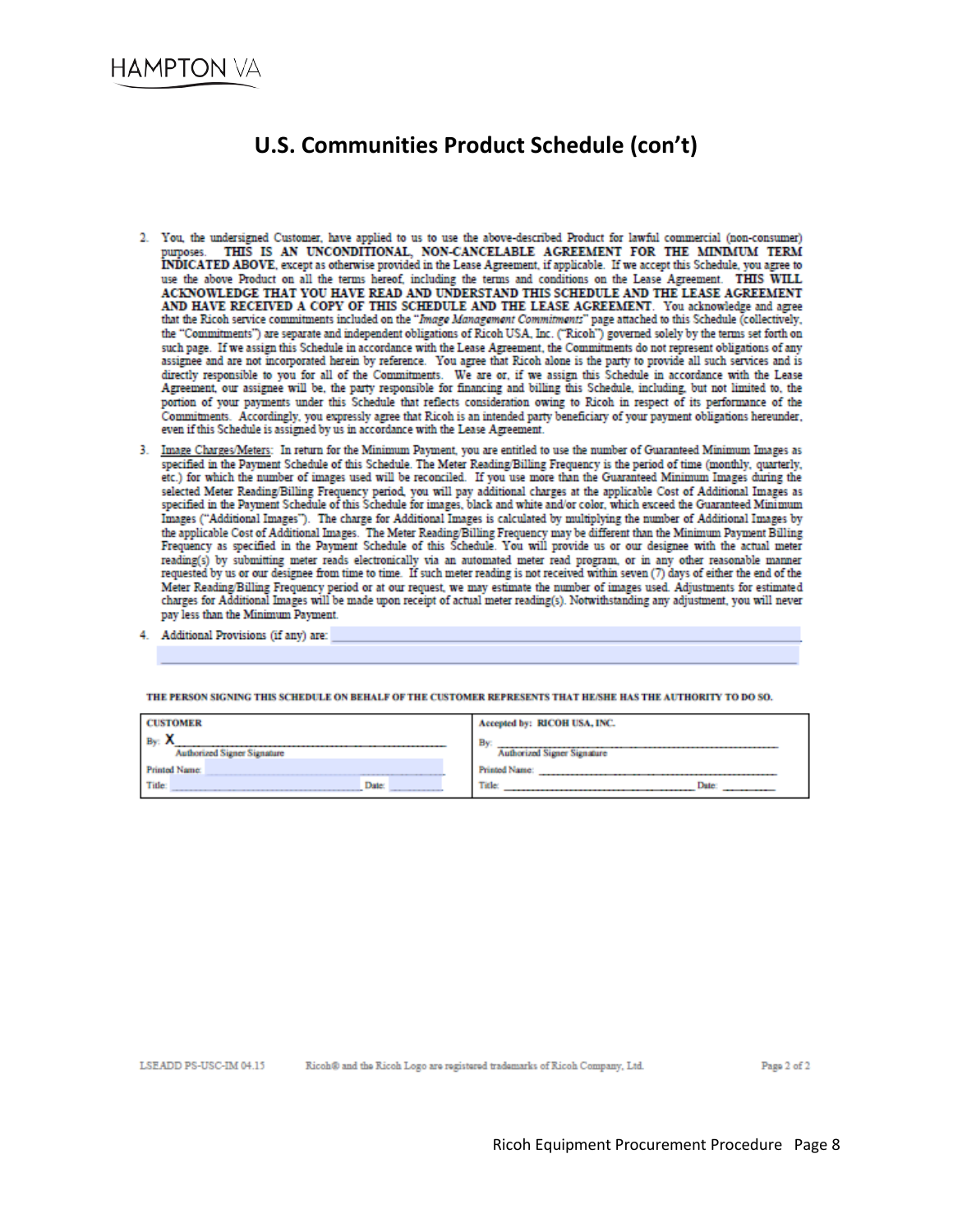# U.S. Communities Product Schedule (con't)

2. You, the undersigned Customer, have applied to us to use the above-described Product for lawful commercial (non-consumer) purposes. **THIS IS AN UNCONDITIONAL, NON-CANCELABLE AGREEMENT FOR THE MINIMUM TERM INDICATED ABOVE**, except as otherwise provided in the Lease Agreement, if applicable. If we accept this Schedule, you agree to use the above Product on all the terms hereof, including the terms and conditions on the Lease Agreement. **THIS WILL ACKNOWLEDGE THAT YOU HAVE READ AND UNDERSTAND THIS SCHEDULE AND THE LEASE AGREEMENT AND HAVE RECEIVED A COPY OF THIS SCHEDULE AND THE LEASE AGREEMENT.** You acknowledge and agree that the Ricoh service commitments included on the "*Image Management Commitments*" page attached to this Schedule (collectively, the "Commitments") are separate and independent obligations of Ricoh USA, Inc. ("Ricoh") governed solely by the terms set forth on such page. If we assign this Schedule in accordance with the Lease Agreement, the Commitments do not represent obligations of any assignee and are not incorporated herein by reference. You agree that Ricoh alone is the party to provide all such services and is directly responsible to you for all of the Commitments. We are or, if we assign this Schedule in accordance with the Lease Agreement, our assignee will be, the party responsible for financing and billing this Schedule, including, but not limited to, the portion of your payments under this Schedule that reflects consideration owing to Ricoh in respect of its performance of the Commitments. Accordingly, you expressly agree that Ricoh is an intended party beneficiary of your payment obligations hereunder, even if this Schedule is assigned by us in accordance with the Lease Agreement.

3. Image Charges/Meters: In return for the Minimum Payment, you are entitled to use the number of Guaranteed Minimum Images as specified in the Payment Schedule of this Schedule. The Meter Reading/Billing Frequency is the period of time (monthly, quarterly, etc.) for which the number of images used will be reconciled. If you use more than the Guaranteed Minimum Images during the selected Meter Reading/Billing Frequency period, you will pay additional charges at the applicable Cost of Additional Images as specified in the Payment Schedule of this Schedule for images, black and white and/or color, which exceed the Guaranteed Minimum Images ("Additional Images"). The charge for Additional Images is calculated by multiplying the number of Additional Images by the applicable Cost of Additional Images. The Meter Reading/Billing Frequency may be different than the Minimum Payment Billing Frequency as specified in the Payment Schedule of this Schedule. You will provide us or our designee with the actual meter reading(s) by submitting meter reads electronically via an automated meter read program, or in any other reasonable manner requested by us or our designee from time to time. If such meter reading is not received within seven (7) days of either the end of the Meter Reading/Billing Frequency period or at our request, we may estimate the number of images used. Adjustments for estimated charges for Additional Images will be made upon receipt of actual meter reading(s). Notwithstanding any adjustment, you will never pay less than the Minimum Payment.

4. Additional Provisions (if any) are: ____________________

**THE PERSON SIGNING THIS SCHEDULE ON BEHALF OF THE CUSTOMER REPRESENTS THAT HE/SHE HAS THE AUTHORITY TO DO SO.**

| **CUSTOMER** | **Accepted by: RICOH USA, INC.** |
| --- | --- |
| By: X ____________________ Authorized Signer Signature | By: ____________________ Authorized Signer Signature |
| Printed Name: ____________________ | Printed Name: ____________________ |
| Title: ____________________ Date: __________ | Title: ____________________ Date: __________ |

LSEADD PS-USC-IM 04.15 Ricoh® and the Ricoh Logo are registered trademarks of Ricoh Company, Ltd.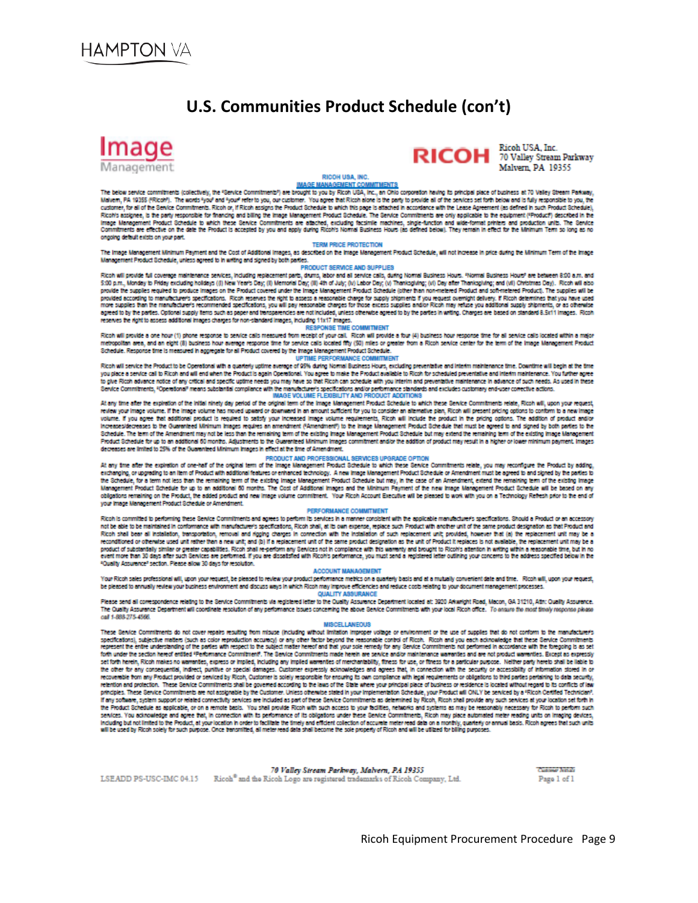# U.S. Communities Product Schedule (con't)

Image Management

RICOH Ricoh USA, Inc.
70 Valley Stream Parkway
Malvern, PA 19355

RICOH USA, INC.
IMAGE MANAGEMENT COMMITMENTS

The below service commitments (collectively, the "Service Commitments") are brought to you by Ricoh USA, Inc., an Ohio corporation having its principal place of business at 70 Valley Stream Parkway, Malvern, PA 19355 ("Ricoh"). The words "you" and "your" refer to you, our customer. You agree that Ricoh alone is the party to provide all of the services set forth below and is fully responsible to you, the customer, for all of the Service Commitments. Ricoh or, if Ricoh assigns the Product Schedule to which this page is attached in accordance with the Lease Agreement (as defined in such Product Schedule), Ricoh's assignee, is the party responsible for financing and billing the Image Management Product Schedule. The Service Commitments are only applicable to the equipment ("Product") described in the Image Management Product Schedule to which these Service Commitments are attached, excluding facsimile machines, single-function and wide-format printers and production units. The Service Commitments are effective on the date the Product is accepted by you and apply during Ricoh's Normal Business Hours (as defined below). They remain in effect for the Minimum Term so long as no ongoing default exists on your part.

**TERM PRICE PROTECTION**

The Image Management Minimum Payment and the Cost of Additional Images, as described on the Image Management Product Schedule, will not increase in price during the Minimum Term of the Image Management Product Schedule, unless agreed to in writing and signed by both parties.

**PRODUCT SERVICE AND SUPPLIES**

Ricoh will provide full coverage maintenance services, including replacement parts, drums, labor and all service calls, during Normal Business Hours. "Normal Business Hours" are between 8:00 a.m. and 5:00 p.m., Monday to Friday excluding holidays (i) New Year's Day; (ii) Memorial Day; (iii) 4th of July; (iv) Labor Day; (v) Thanksgiving; (vi) Day after Thanksgiving; and (vii) Christmas Day). Ricoh will also provide the supplies required to produce images on the Product covered under the Image Management Product Schedule (other than non-metered Product and soft-metered Product). The supplies will be provided according to manufacturer's specifications. Ricoh reserves the right to assess a reasonable charge for supply shipments if you request overnight delivery. If Ricoh determines that you have used more supplies than the manufacturer's recommended specifications, you will pay reasonable charges for those excess supplies and/or Ricoh may refuse you additional supply shipments, or as otherwise agreed to by the parties. Optional supply items such as paper and transparencies are not included, unless otherwise agreed to by the parties in writing. Charges are based on standard 8.5x11 images. Ricoh reserves the right to assess additional images charges for non-standard images, including 11x17 images.

**RESPONSE TIME COMMITMENT**

Ricoh will provide a one hour (1) phone response to service calls measured from receipt of your call. Ricoh will provide a four (4) business hour response time for all service calls located within a major metropolitan area, and an eight (8) business hour average response time for service calls located fifty (50) miles or greater from a Ricoh service center for the term of the Image Management Product Schedule. Response time is measured in aggregate for all Product covered by the Image Management Product Schedule.

**UPTIME PERFORMANCE COMMITMENT**

Ricoh will service the Product to be Operational with a quarterly uptime average of 95% during Normal Business Hours, excluding preventative and interim maintenance time. Downtime will begin at the time you place a service call to Ricoh and will end when the Product is again Operational. You agree to make the Product available to Ricoh for scheduled preventative and interim maintenance. You further agree to give Ricoh advance notice of any critical and specific uptime needs you may have so that Ricoh can schedule with you interim and preventative maintenance in advance of such needs. As used in these Service Commitments, "Operational" means substantial compliance with the manufacturer's specifications and/or performance standards and excludes customary end-user corrective actions.

**IMAGE VOLUME FLEXIBILITY AND PRODUCT ADDITIONS**

At any time after the expiration of the initial ninety day period of the original term of the Image Management Product Schedule to which these Service Commitments relate, Ricoh will, upon your request, review your image volume. If the image volume has moved upward or downward in an amount sufficient for you to consider an alternative plan, Ricoh will present pricing options to conform to a new image volume. If you agree that additional product is required to satisfy your increased image volume requirements, Ricoh will include the product in the pricing options. The addition of product and/or increases/decreases to the Guaranteed Minimum Images requires an amendment ("Amendment") to the Image Management Product Schedule that must be agreed to and signed by both parties to the Schedule. The term of the Amendment may not be less than the remaining term of the existing Image Management Product Schedule but may extend the remaining term of the existing Image Management Product Schedule for up to an additional 60 months. Adjustments to the Guaranteed Minimum Images commitment and/or the addition of product may result in a higher or lower minimum payment. Images decreases are limited to 25% of the Guaranteed Minimum Images in effect at the time of Amendment.

**PRODUCT AND PROFESSIONAL SERVICES UPGRADE OPTION**

At any time after the expiration of one-half of the original term of the Image Management Product Schedule to which these Service Commitments relate, you may reconfigure the Product by adding, exchanging, or upgrading to an item of Product with additional features or enhanced technology. A new Image Management Product Schedule or Amendment must be agreed to and signed by the parties to the Schedule, for a term not less than the remaining term of the existing Image Management Product Schedule but may, in the case of an Amendment, extend the remaining term of the existing Image Management Product Schedule for up to an additional 60 months. The Cost of Additional Images and the Minimum Payment of the new Image Management Product Schedule will be based on any obligations remaining on the Product, the added product and new image volume commitment. Your Ricoh Account Executive will be pleased to work with you on a Technology Refresh prior to the end of your Image Management Product Schedule or Amendment.

**PERFORMANCE COMMITMENT**

Ricoh is committed to performing these Service Commitments and agrees to perform its services in a manner consistent with the applicable manufacturer's specifications. Should a Product or an accessory not be able to be maintained in conformance with manufacturer's specifications, Ricoh shall, at its own expense, replace such Product with another unit of the same product designation as that Product and Ricoh shall bear all installation, transportation, removal and rigging charges in connection with the installation of such replacement unit; provided, however that (a) the replacement unit may be a reconditioned or otherwise used unit rather than a new unit; and (b) if a replacement unit of the same product designation as the unit of Product it replaces is not available, the replacement unit may be a product of substantially similar or greater capabilities. Ricoh shall re-perform any Services not in compliance with this warranty and brought to Ricoh's attention in writing within a reasonable time, but in no event more than 30 days after such Services are performed. If you are dissatisfied with Ricoh's performance, you must send a registered letter outlining your concerns to the address specified below in the "Quality Assurance" section. Please allow 30 days for resolution.

**ACCOUNT MANAGEMENT**

Your Ricoh sales professional will, upon your request, be pleased to review your product performance metrics on a quarterly basis and at a mutually convenient date and time. Ricoh will, upon your request, be pleased to annually review your business environment and discuss ways in which Ricoh may improve efficiencies and reduce costs relating to your document management processes.

**QUALITY ASSURANCE**

Please send all correspondence relating to the Service Commitments via registered letter to the Quality Assurance Department located at: 3920 Arkwright Road, Macon, GA 31210, Attn: Quality Assurance. The Quality Assurance Department will coordinate resolution of any performance issues concerning the above Service Commitments with your local Ricoh office. *To ensure the most timely response please call 1-888-275-4566.*

**MISCELLANEOUS**

These Service Commitments do not cover repairs resulting from misuse (including without limitation improper voltage or environment or the use of supplies that do not conform to the manufacturer's specifications), subjective matters (such as color reproduction accuracy) or any other factor beyond the reasonable control of Ricoh. Ricoh and you each acknowledge that these Service Commitments represent the entire understanding of the parties with respect to the subject matter hereof and that your sole remedy for any Service Commitments not performed in accordance with the foregoing is as set forth under the section hereof entitled "Performance Commitment". The Service Commitments made herein are service and/or maintenance warranties and are not product warranties. Except as expressly set forth herein, Ricoh makes no warranties, express or implied, including any implied warranties of merchantability, fitness for use, or fitness for a particular purpose. Neither party hereto shall be liable to the other for any consequential, indirect, punitive or special damages. Customer expressly acknowledges and agrees that, in connection with the security or accessibility of information stored in or recoverable from any Product provided or serviced by Ricoh, Customer is solely responsible for ensuring its own compliance with legal requirements or obligations to third parties pertaining to data security, retention and protection. These Service Commitments shall be governed according to the laws of the State where your principal place of business or residence is located without regard to its conflicts of law principles. These Service Commitments are not assignable by the Customer. Unless otherwise stated in your Implementation Schedule, your Product will ONLY be serviced by a "Ricoh Certified Technician". If any software, system support or related connectivity services are included as part of these Service Commitments as determined by Ricoh, Ricoh shall provide any such services at your location set forth in the Product Schedule as applicable, or on a remote basis. You shall provide Ricoh with such access to your facilities, networks and systems as may be reasonably necessary for Ricoh to perform such services. You acknowledge and agree that, in connection with its performance of its obligations under these Service Commitments, Ricoh may place automated meter reading units on imaging devices, including but not limited to the Product, at your location in order to facilitate the timely and efficient collection of accurate meter read data on a monthly, quarterly or annual basis. Ricoh agrees that such units will be used by Ricoh solely for such purpose. Once transmitted, all meter read data shall become the sole property of Ricoh and will be utilized for billing purposes.

LSEADD PS-USC-IMC 04.15 — *70 Valley Stream Parkway, Malvern, PA 19355* — Ricoh® and the Ricoh Logo are registered trademarks of Ricoh Company, Ltd. — Customer Initials — Page 1 of 1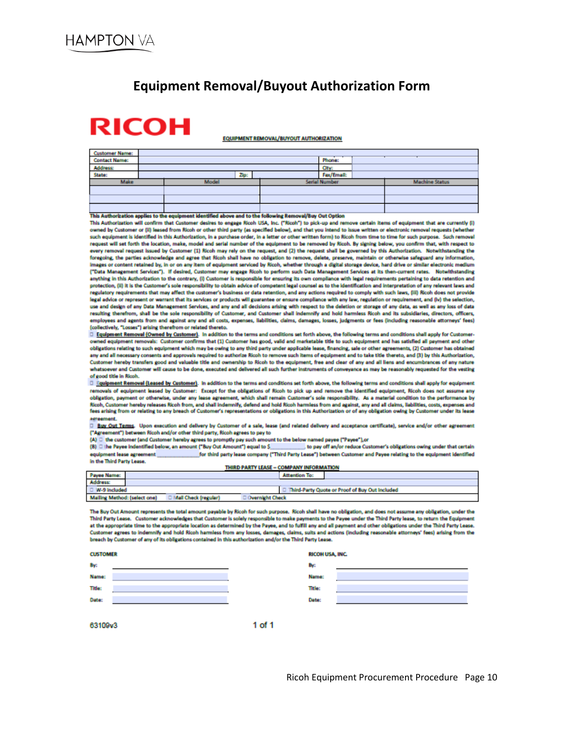# Equipment Removal/Buyout Authorization Form

RICOH

**EQUIPMENT REMOVAL/BUYOUT AUTHORIZATION**

| | | | |
|---|---|---|---|
| Customer Name: | | | |
| Contact Name: | | Phone: | |
| Address: | | City: | |
| State: | Zip: | Fax/Email: | |

| Make | Model | Serial Number | Machine Status |
|---|---|---|---|
| | | | |
| | | | |
| | | | |

**This Authorization applies to the equipment identified above and to the following Removal/Buy Out Option**

This Authorization will confirm that Customer desires to engage Ricoh USA, Inc. ("Ricoh") to pick-up and remove certain items of equipment that are currently (i) owned by Customer or (ii) leased from Ricoh or other third party (as specified below), and that you intend to issue written or electronic removal requests (whether such equipment is identified in this Authorization, in a purchase order, in a letter or other written form) to Ricoh from time to time for such purpose. Such removal request will set forth the location, make, model and serial number of the equipment to be removed by Ricoh. By signing below, you confirm that, with respect to every removal request issued by Customer (1) Ricoh may rely on the request, and (2) the request shall be governed by this Authorization. Notwithstanding the foregoing, the parties acknowledge and agree that Ricoh shall have no obligation to remove, delete, preserve, maintain or otherwise safeguard any information, images or content retained by, in or on any item of equipment serviced by Ricoh, whether through a digital storage device, hard drive or similar electronic medium ("Data Management Services"). If desired, Customer may engage Ricoh to perform such Data Management Services at its then-current rates. Notwithstanding anything in this Authorization to the contrary, (i) Customer is responsible for ensuring its own compliance with legal requirements pertaining to data retention and protection, (ii) it is the Customer's sole responsibility to obtain advice of competent legal counsel as to the identification and interpretation of any relevant laws and regulatory requirements that may affect the customer's business or data retention, and any actions required to comply with such laws, (iii) Ricoh does not provide legal advice or represent or warrant that its services or products will guarantee or ensure compliance with any law, regulation or requirement, and (iv) the selection, use and design of any Data Management Services, and any and all decisions arising with respect to the deletion or storage of any data, as well as any loss of data resulting therefrom, shall be the sole responsibility of Customer, and Customer shall indemnify and hold harmless Ricoh and its subsidiaries, directors, officers, employees and agents from and against any and all costs, expenses, liabilities, claims, damages, losses, judgments or fees (including reasonable attorneys' fees) (collectively, "Losses") arising therefrom or related thereto.

☐ **Equipment Removal (Owned by Customer).** In addition to the terms and conditions set forth above, the following terms and conditions shall apply for Customer-owned equipment removals: Customer confirms that (1) Customer has good, valid and marketable title to such equipment and has satisfied all payment and other obligations relating to such equipment which may be owing to any third party under applicable lease, financing, sale or other agreements, (2) Customer has obtained any and all necessary consents and approvals required to authorize Ricoh to remove such items of equipment and to take title thereto, and (3) by this Authorization, Customer hereby transfers good and valuable title and ownership to Ricoh to the equipment, free and clear of any and all liens and encumbrances of any nature whatsoever and Customer will cause to be done, executed and delivered all such further instruments of conveyance as may be reasonably requested for the vesting of good title in Ricoh.

☐ **Equipment Removal (Leased by Customer).** In addition to the terms and conditions set forth above, the following terms and conditions shall apply for equipment removals of equipment leased by Customer: Except for the obligations of Ricoh to pick up and remove the identified equipment, Ricoh does not assume any obligation, payment or otherwise, under any lease agreement, which shall remain Customer's sole responsibility. As a material condition to the performance by Ricoh, Customer hereby releases Ricoh from, and shall indemnify, defend and hold Ricoh harmless from and against, any and all claims, liabilities, costs, expenses and fees arising from or relating to any breach of Customer's representations or obligations in this Authorization or of any obligation owing by Customer under its lease agreement.

☐ **Buy Out Terms.** Upon execution and delivery by Customer of a sale, lease (and related delivery and acceptance certificate), service and/or other agreement ("Agreement") between Ricoh and/or other third party, Ricoh agrees to pay to

(A) ☐ the customer (and Customer hereby agrees to promptly pay such amount to the below named payee ("Payee"),or

(B) ☐ the Payee indentified below, an amount ("Buy Out Amount") equal to $__________, to pay off an/or reduce Customer's obligations owing under that certain equipment lease agreement ______________for third party lease company ("Third Party Lease") between Customer and Payee relating to the equipment identified in the Third Party Lease.

**THIRD PARTY LEASE – COMPANY INFORMATION**

| | | | |
|---|---|---|---|
| Payee Name: | | Attention To: | |
| Address: | | | |
| ☐ W-9 Included | | ☐ Third-Party Quote or Proof of Buy Out Included | |
| Mailing Method: (select one) | ☐ Mail Check (regular) | ☐ Overnight Check | |

The Buy Out Amount represents the total amount payable by Ricoh for such purpose. Ricoh shall have no obligation, and does not assume any obligation, under the Third Party Lease. Customer acknowledges that Customer is solely responsible to make payments to the Payee under the Third Party lease, to return the Equipment at the appropriate time to the appropriate location as determined by the Payee, and to fulfill any and all payment and other obligations under the Third Party Lease. Customer agrees to indemnify and hold Ricoh harmless from any losses, damages, claims, suits and actions (including reasonable attorneys' fees) arising from the breach by Customer of any of its obligations contained in this authorization and/or the Third Party Lease.

| CUSTOMER | | RICOH USA, INC. | |
|---|---|---|---|
| By: | | By: | |
| Name: | | Name: | |
| Title: | | Title: | |
| Date: | | Date: | |

63109v3